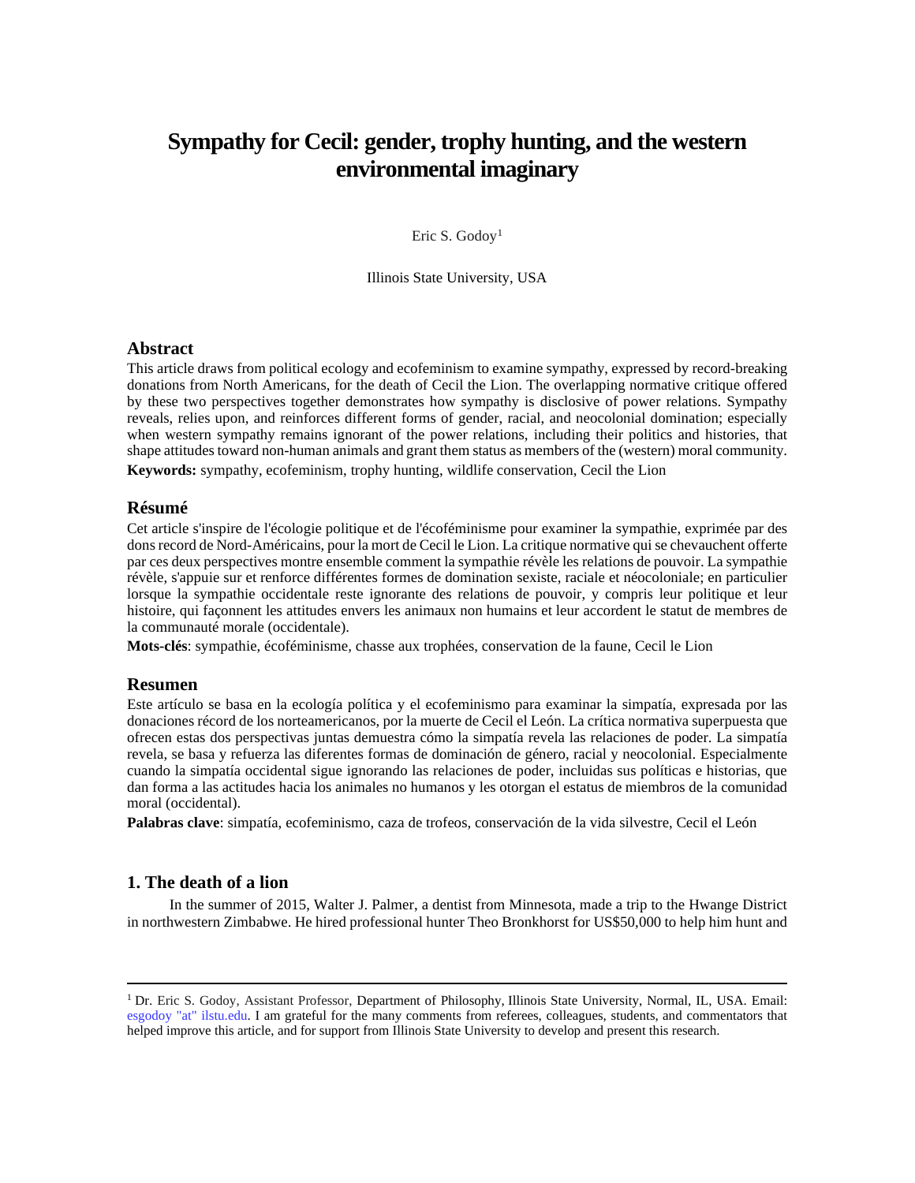# Sympathy for Cecil: gender, trophy hunting, and the western environmental imaginary

Eric S. Godoy[1]

Illinois State University, USA

## Abstract

This article draws from political ecology and ecofeminism to examine sympathy, expressed by record-breaking donations from North Americans, for the death of Cecil the Lion. The overlapping normative critique offered by these two perspectives together demonstrates how sympathy is disclosive of power relations. Sympathy reveals, relies upon, and reinforces different forms of gender, racial, and neocolonial domination; especially when western sympathy remains ignorant of the power relations, including their politics and histories, that shape attitudes toward non-human animals and grant them status as members of the (western) moral community.

**Keywords:** sympathy, ecofeminism, trophy hunting, wildlife conservation, Cecil the Lion

## Résumé

Cet article s'inspire de l'écologie politique et de l'écoféminisme pour examiner la sympathie, exprimée par des dons record de Nord-Américains, pour la mort de Cecil le Lion. La critique normative qui se chevauchent offerte par ces deux perspectives montre ensemble comment la sympathie révèle les relations de pouvoir. La sympathie révèle, s'appuie sur et renforce différentes formes de domination sexiste, raciale et néocoloniale; en particulier lorsque la sympathie occidentale reste ignorante des relations de pouvoir, y compris leur politique et leur histoire, qui façonnent les attitudes envers les animaux non humains et leur accordent le statut de membres de la communauté morale (occidentale).

**Mots-clés**: sympathie, écoféminisme, chasse aux trophées, conservation de la faune, Cecil le Lion

## Resumen

Este artículo se basa en la ecología política y el ecofeminismo para examinar la simpatía, expresada por las donaciones récord de los norteamericanos, por la muerte de Cecil el León. La crítica normativa superpuesta que ofrecen estas dos perspectivas juntas demuestra cómo la simpatía revela las relaciones de poder. La simpatía revela, se basa y refuerza las diferentes formas de dominación de género, racial y neocolonial. Especialmente cuando la simpatía occidental sigue ignorando las relaciones de poder, incluidas sus políticas e historias, que dan forma a las actitudes hacia los animales no humanos y les otorgan el estatus de miembros de la comunidad moral (occidental).

**Palabras clave**: simpatía, ecofeminismo, caza de trofeos, conservación de la vida silvestre, Cecil el León

## 1. The death of a lion

In the summer of 2015, Walter J. Palmer, a dentist from Minnesota, made a trip to the Hwange District in northwestern Zimbabwe. He hired professional hunter Theo Bronkhorst for US$50,000 to help him hunt and

---

[1] Dr. Eric S. Godoy, Assistant Professor, Department of Philosophy, Illinois State University, Normal, IL, USA. Email: esgodoy "at" ilstu.edu. I am grateful for the many comments from referees, colleagues, students, and commentators that helped improve this article, and for support from Illinois State University to develop and present this research.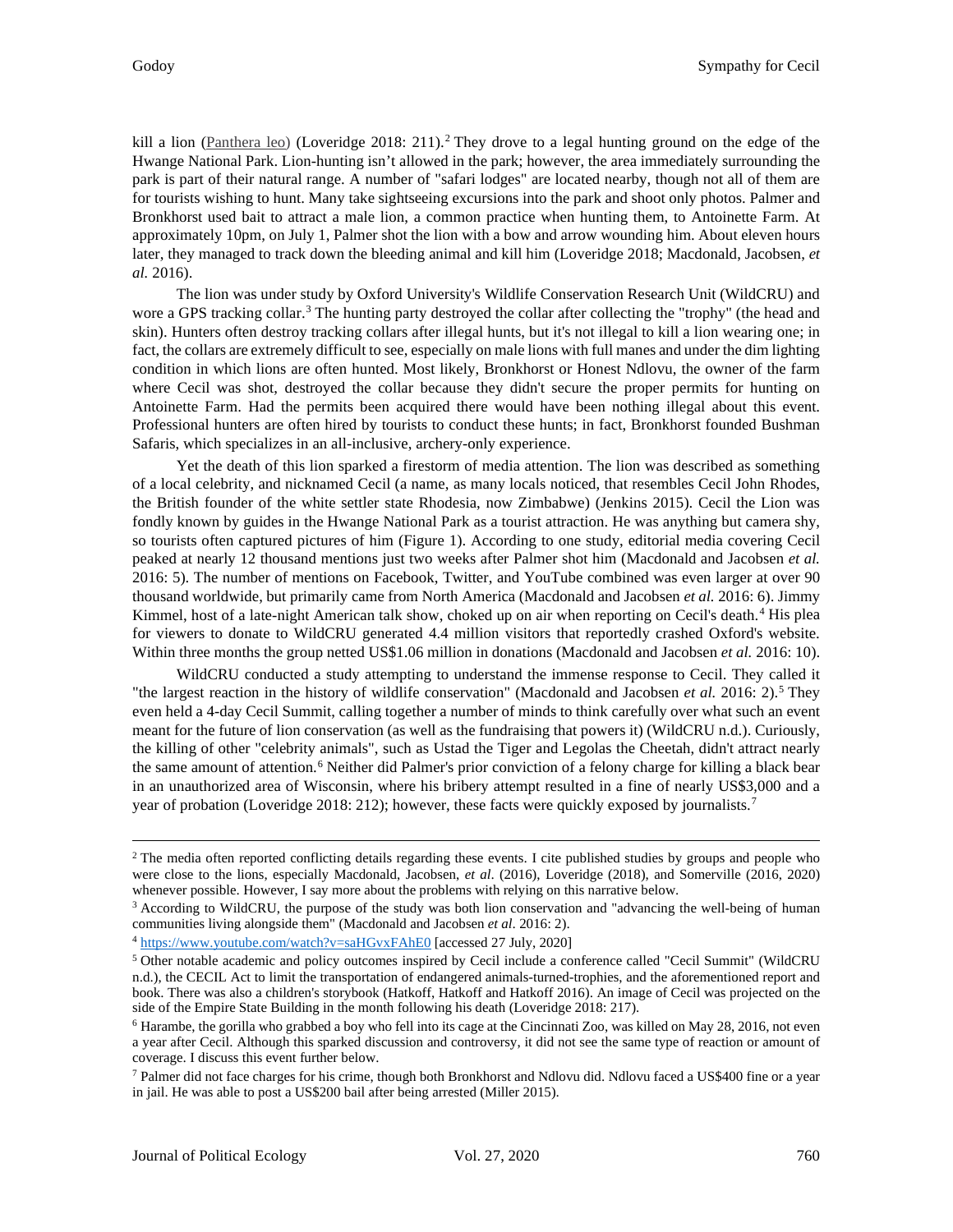kill a lion (Panthera leo) (Loveridge 2018: 211).[2] They drove to a legal hunting ground on the edge of the Hwange National Park. Lion-hunting isn't allowed in the park; however, the area immediately surrounding the park is part of their natural range. A number of "safari lodges" are located nearby, though not all of them are for tourists wishing to hunt. Many take sightseeing excursions into the park and shoot only photos. Palmer and Bronkhorst used bait to attract a male lion, a common practice when hunting them, to Antoinette Farm. At approximately 10pm, on July 1, Palmer shot the lion with a bow and arrow wounding him. About eleven hours later, they managed to track down the bleeding animal and kill him (Loveridge 2018; Macdonald, Jacobsen, *et al.* 2016).

The lion was under study by Oxford University's Wildlife Conservation Research Unit (WildCRU) and wore a GPS tracking collar.[3] The hunting party destroyed the collar after collecting the "trophy" (the head and skin). Hunters often destroy tracking collars after illegal hunts, but it's not illegal to kill a lion wearing one; in fact, the collars are extremely difficult to see, especially on male lions with full manes and under the dim lighting condition in which lions are often hunted. Most likely, Bronkhorst or Honest Ndlovu, the owner of the farm where Cecil was shot, destroyed the collar because they didn't secure the proper permits for hunting on Antoinette Farm. Had the permits been acquired there would have been nothing illegal about this event. Professional hunters are often hired by tourists to conduct these hunts; in fact, Bronkhorst founded Bushman Safaris, which specializes in an all-inclusive, archery-only experience.

Yet the death of this lion sparked a firestorm of media attention. The lion was described as something of a local celebrity, and nicknamed Cecil (a name, as many locals noticed, that resembles Cecil John Rhodes, the British founder of the white settler state Rhodesia, now Zimbabwe) (Jenkins 2015). Cecil the Lion was fondly known by guides in the Hwange National Park as a tourist attraction. He was anything but camera shy, so tourists often captured pictures of him (Figure 1). According to one study, editorial media covering Cecil peaked at nearly 12 thousand mentions just two weeks after Palmer shot him (Macdonald and Jacobsen *et al.* 2016: 5). The number of mentions on Facebook, Twitter, and YouTube combined was even larger at over 90 thousand worldwide, but primarily came from North America (Macdonald and Jacobsen *et al.* 2016: 6). Jimmy Kimmel, host of a late-night American talk show, choked up on air when reporting on Cecil's death.[4] His plea for viewers to donate to WildCRU generated 4.4 million visitors that reportedly crashed Oxford's website. Within three months the group netted US$1.06 million in donations (Macdonald and Jacobsen *et al.* 2016: 10).

WildCRU conducted a study attempting to understand the immense response to Cecil. They called it "the largest reaction in the history of wildlife conservation" (Macdonald and Jacobsen *et al.* 2016: 2).[5] They even held a 4-day Cecil Summit, calling together a number of minds to think carefully over what such an event meant for the future of lion conservation (as well as the fundraising that powers it) (WildCRU n.d.). Curiously, the killing of other "celebrity animals", such as Ustad the Tiger and Legolas the Cheetah, didn't attract nearly the same amount of attention.[6] Neither did Palmer's prior conviction of a felony charge for killing a black bear in an unauthorized area of Wisconsin, where his bribery attempt resulted in a fine of nearly US$3,000 and a year of probation (Loveridge 2018: 212); however, these facts were quickly exposed by journalists.[7]

---

[2] The media often reported conflicting details regarding these events. I cite published studies by groups and people who were close to the lions, especially Macdonald, Jacobsen, *et al*. (2016), Loveridge (2018), and Somerville (2016, 2020) whenever possible. However, I say more about the problems with relying on this narrative below.

[3] According to WildCRU, the purpose of the study was both lion conservation and "advancing the well-being of human communities living alongside them" (Macdonald and Jacobsen *et al*. 2016: 2).

[4] https://www.youtube.com/watch?v=saHGvxFAhE0 [accessed 27 July, 2020]

[5] Other notable academic and policy outcomes inspired by Cecil include a conference called "Cecil Summit" (WildCRU n.d.), the CECIL Act to limit the transportation of endangered animals-turned-trophies, and the aforementioned report and book. There was also a children's storybook (Hatkoff, Hatkoff and Hatkoff 2016). An image of Cecil was projected on the side of the Empire State Building in the month following his death (Loveridge 2018: 217).

[6] Harambe, the gorilla who grabbed a boy who fell into its cage at the Cincinnati Zoo, was killed on May 28, 2016, not even a year after Cecil. Although this sparked discussion and controversy, it did not see the same type of reaction or amount of coverage. I discuss this event further below.

[7] Palmer did not face charges for his crime, though both Bronkhorst and Ndlovu did. Ndlovu faced a US$400 fine or a year in jail. He was able to post a US$200 bail after being arrested (Miller 2015).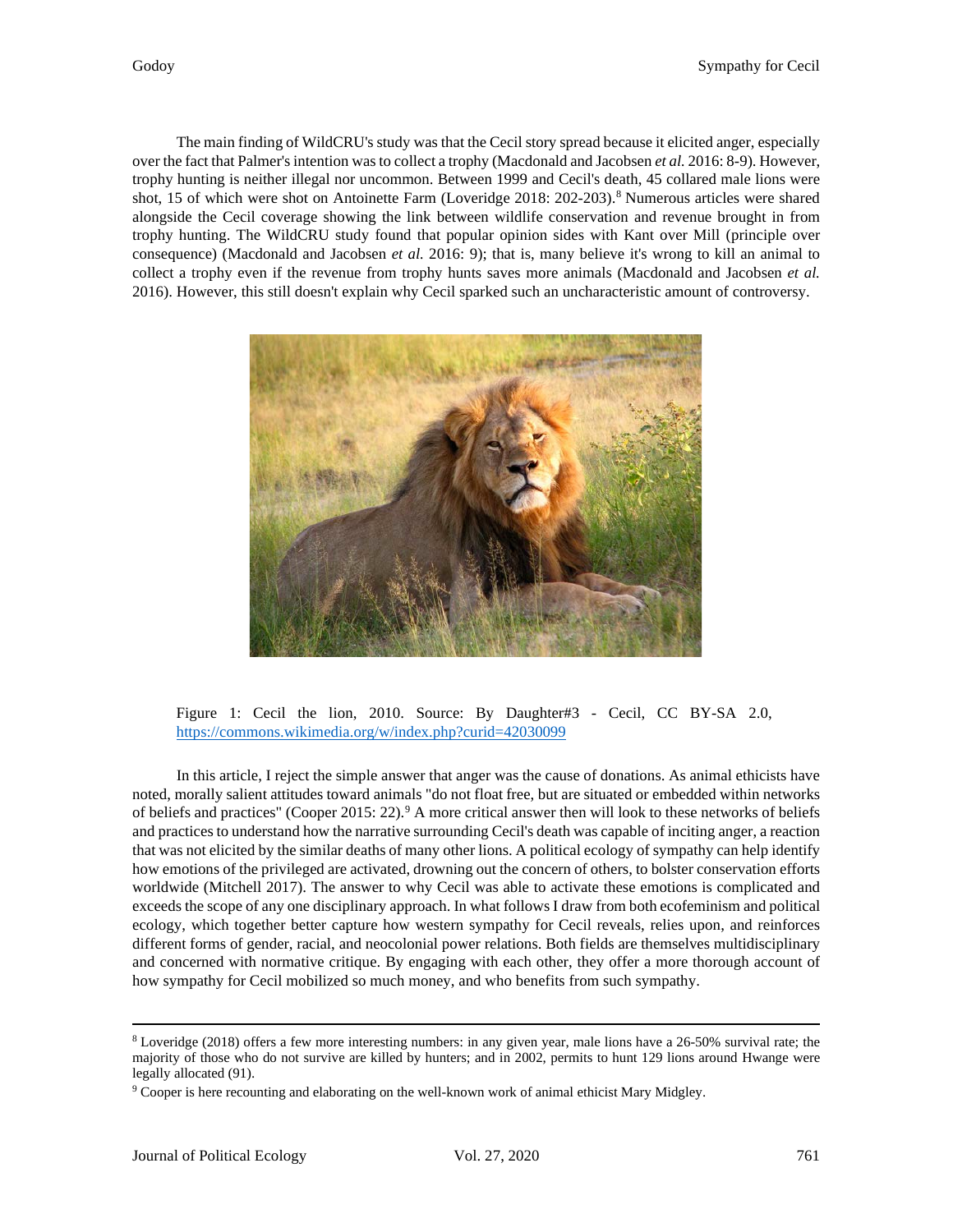The main finding of WildCRU's study was that the Cecil story spread because it elicited anger, especially over the fact that Palmer's intention was to collect a trophy (Macdonald and Jacobsen *et al.* 2016: 8-9). However, trophy hunting is neither illegal nor uncommon. Between 1999 and Cecil's death, 45 collared male lions were shot, 15 of which were shot on Antoinette Farm (Loveridge 2018: 202-203).[8] Numerous articles were shared alongside the Cecil coverage showing the link between wildlife conservation and revenue brought in from trophy hunting. The WildCRU study found that popular opinion sides with Kant over Mill (principle over consequence) (Macdonald and Jacobsen *et al.* 2016: 9); that is, many believe it's wrong to kill an animal to collect a trophy even if the revenue from trophy hunts saves more animals (Macdonald and Jacobsen *et al.* 2016). However, this still doesn't explain why Cecil sparked such an uncharacteristic amount of controversy.

Figure 1: Cecil the lion, 2010. Source: By Daughter#3 - Cecil, CC BY-SA 2.0, https://commons.wikimedia.org/w/index.php?curid=42030099

In this article, I reject the simple answer that anger was the cause of donations. As animal ethicists have noted, morally salient attitudes toward animals "do not float free, but are situated or embedded within networks of beliefs and practices" (Cooper 2015: 22).[9] A more critical answer then will look to these networks of beliefs and practices to understand how the narrative surrounding Cecil's death was capable of inciting anger, a reaction that was not elicited by the similar deaths of many other lions. A political ecology of sympathy can help identify how emotions of the privileged are activated, drowning out the concern of others, to bolster conservation efforts worldwide (Mitchell 2017). The answer to why Cecil was able to activate these emotions is complicated and exceeds the scope of any one disciplinary approach. In what follows I draw from both ecofeminism and political ecology, which together better capture how western sympathy for Cecil reveals, relies upon, and reinforces different forms of gender, racial, and neocolonial power relations. Both fields are themselves multidisciplinary and concerned with normative critique. By engaging with each other, they offer a more thorough account of how sympathy for Cecil mobilized so much money, and who benefits from such sympathy.

---

[8] Loveridge (2018) offers a few more interesting numbers: in any given year, male lions have a 26-50% survival rate; the majority of those who do not survive are killed by hunters; and in 2002, permits to hunt 129 lions around Hwange were legally allocated (91).

[9] Cooper is here recounting and elaborating on the well-known work of animal ethicist Mary Midgley.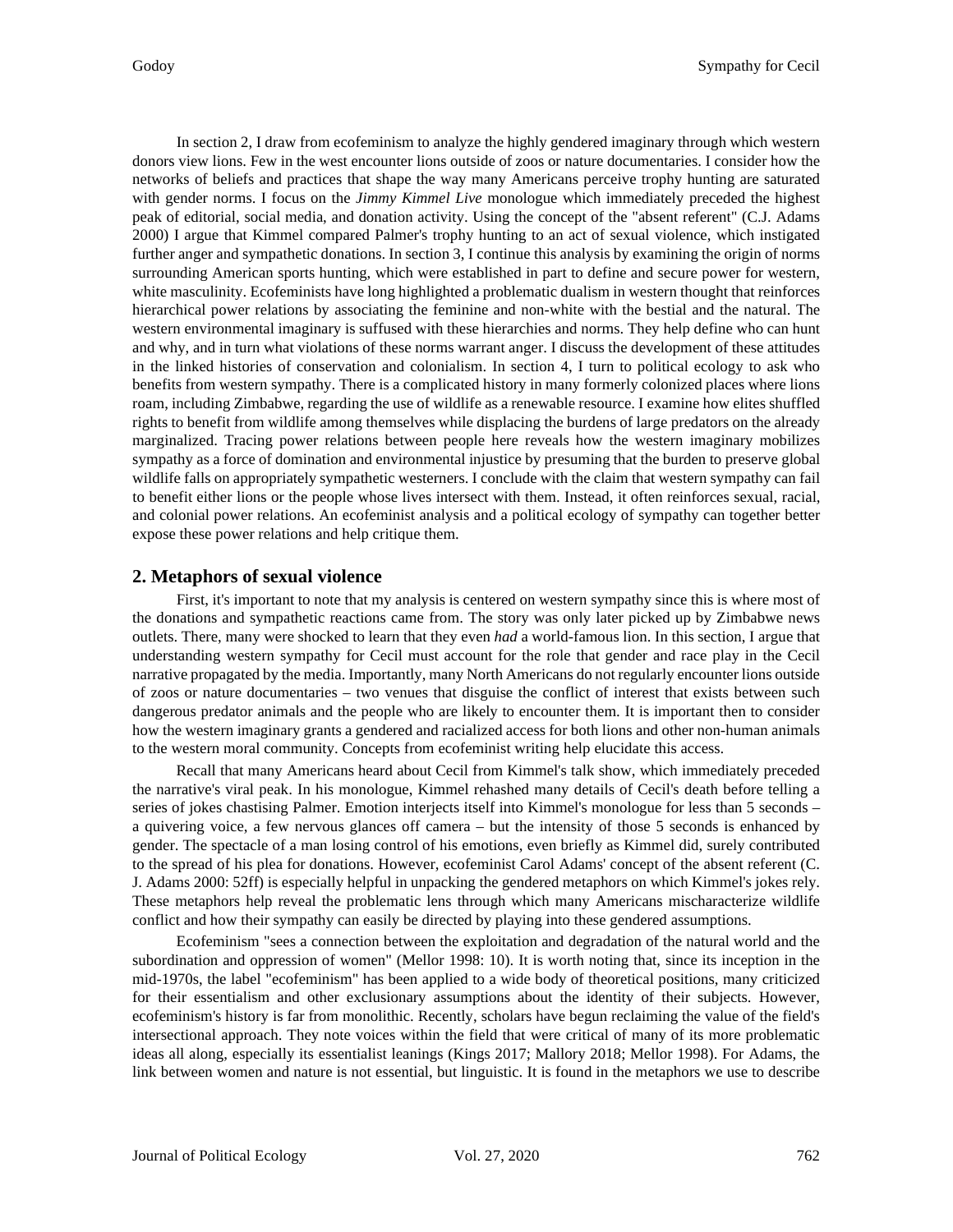In section 2, I draw from ecofeminism to analyze the highly gendered imaginary through which western donors view lions. Few in the west encounter lions outside of zoos or nature documentaries. I consider how the networks of beliefs and practices that shape the way many Americans perceive trophy hunting are saturated with gender norms. I focus on the *Jimmy Kimmel Live* monologue which immediately preceded the highest peak of editorial, social media, and donation activity. Using the concept of the "absent referent" (C.J. Adams 2000) I argue that Kimmel compared Palmer's trophy hunting to an act of sexual violence, which instigated further anger and sympathetic donations. In section 3, I continue this analysis by examining the origin of norms surrounding American sports hunting, which were established in part to define and secure power for western, white masculinity. Ecofeminists have long highlighted a problematic dualism in western thought that reinforces hierarchical power relations by associating the feminine and non-white with the bestial and the natural. The western environmental imaginary is suffused with these hierarchies and norms. They help define who can hunt and why, and in turn what violations of these norms warrant anger. I discuss the development of these attitudes in the linked histories of conservation and colonialism. In section 4, I turn to political ecology to ask who benefits from western sympathy. There is a complicated history in many formerly colonized places where lions roam, including Zimbabwe, regarding the use of wildlife as a renewable resource. I examine how elites shuffled rights to benefit from wildlife among themselves while displacing the burdens of large predators on the already marginalized. Tracing power relations between people here reveals how the western imaginary mobilizes sympathy as a force of domination and environmental injustice by presuming that the burden to preserve global wildlife falls on appropriately sympathetic westerners. I conclude with the claim that western sympathy can fail to benefit either lions or the people whose lives intersect with them. Instead, it often reinforces sexual, racial, and colonial power relations. An ecofeminist analysis and a political ecology of sympathy can together better expose these power relations and help critique them.

## 2. Metaphors of sexual violence

First, it's important to note that my analysis is centered on western sympathy since this is where most of the donations and sympathetic reactions came from. The story was only later picked up by Zimbabwe news outlets. There, many were shocked to learn that they even *had* a world-famous lion. In this section, I argue that understanding western sympathy for Cecil must account for the role that gender and race play in the Cecil narrative propagated by the media. Importantly, many North Americans do not regularly encounter lions outside of zoos or nature documentaries – two venues that disguise the conflict of interest that exists between such dangerous predator animals and the people who are likely to encounter them. It is important then to consider how the western imaginary grants a gendered and racialized access for both lions and other non-human animals to the western moral community. Concepts from ecofeminist writing help elucidate this access.

Recall that many Americans heard about Cecil from Kimmel's talk show, which immediately preceded the narrative's viral peak. In his monologue, Kimmel rehashed many details of Cecil's death before telling a series of jokes chastising Palmer. Emotion interjects itself into Kimmel's monologue for less than 5 seconds – a quivering voice, a few nervous glances off camera – but the intensity of those 5 seconds is enhanced by gender. The spectacle of a man losing control of his emotions, even briefly as Kimmel did, surely contributed to the spread of his plea for donations. However, ecofeminist Carol Adams' concept of the absent referent (C. J. Adams 2000: 52ff) is especially helpful in unpacking the gendered metaphors on which Kimmel's jokes rely. These metaphors help reveal the problematic lens through which many Americans mischaracterize wildlife conflict and how their sympathy can easily be directed by playing into these gendered assumptions.

Ecofeminism "sees a connection between the exploitation and degradation of the natural world and the subordination and oppression of women" (Mellor 1998: 10). It is worth noting that, since its inception in the mid-1970s, the label "ecofeminism" has been applied to a wide body of theoretical positions, many criticized for their essentialism and other exclusionary assumptions about the identity of their subjects. However, ecofeminism's history is far from monolithic. Recently, scholars have begun reclaiming the value of the field's intersectional approach. They note voices within the field that were critical of many of its more problematic ideas all along, especially its essentialist leanings (Kings 2017; Mallory 2018; Mellor 1998). For Adams, the link between women and nature is not essential, but linguistic. It is found in the metaphors we use to describe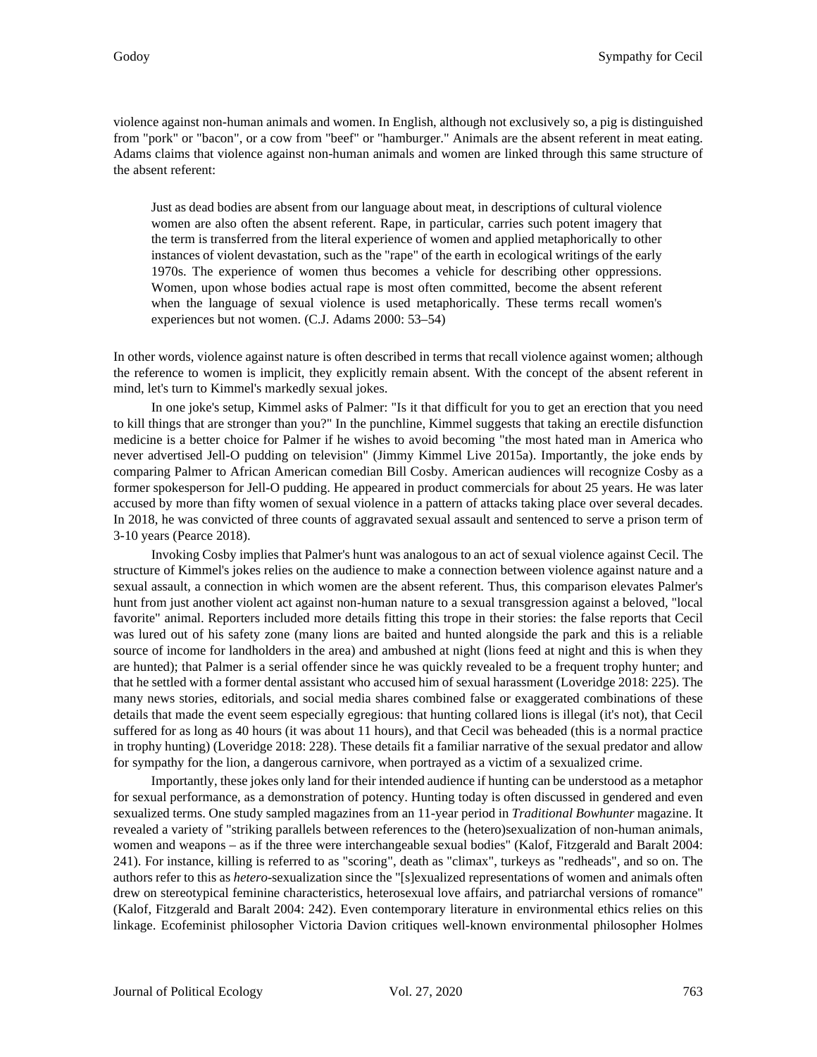violence against non-human animals and women. In English, although not exclusively so, a pig is distinguished from "pork" or "bacon", or a cow from "beef" or "hamburger." Animals are the absent referent in meat eating. Adams claims that violence against non-human animals and women are linked through this same structure of the absent referent:

> Just as dead bodies are absent from our language about meat, in descriptions of cultural violence women are also often the absent referent. Rape, in particular, carries such potent imagery that the term is transferred from the literal experience of women and applied metaphorically to other instances of violent devastation, such as the "rape" of the earth in ecological writings of the early 1970s. The experience of women thus becomes a vehicle for describing other oppressions. Women, upon whose bodies actual rape is most often committed, become the absent referent when the language of sexual violence is used metaphorically. These terms recall women's experiences but not women. (C.J. Adams 2000: 53–54)

In other words, violence against nature is often described in terms that recall violence against women; although the reference to women is implicit, they explicitly remain absent. With the concept of the absent referent in mind, let's turn to Kimmel's markedly sexual jokes.

In one joke's setup, Kimmel asks of Palmer: "Is it that difficult for you to get an erection that you need to kill things that are stronger than you?" In the punchline, Kimmel suggests that taking an erectile disfunction medicine is a better choice for Palmer if he wishes to avoid becoming "the most hated man in America who never advertised Jell-O pudding on television" (Jimmy Kimmel Live 2015a). Importantly, the joke ends by comparing Palmer to African American comedian Bill Cosby. American audiences will recognize Cosby as a former spokesperson for Jell-O pudding. He appeared in product commercials for about 25 years. He was later accused by more than fifty women of sexual violence in a pattern of attacks taking place over several decades. In 2018, he was convicted of three counts of aggravated sexual assault and sentenced to serve a prison term of 3-10 years (Pearce 2018).

Invoking Cosby implies that Palmer's hunt was analogous to an act of sexual violence against Cecil. The structure of Kimmel's jokes relies on the audience to make a connection between violence against nature and a sexual assault, a connection in which women are the absent referent. Thus, this comparison elevates Palmer's hunt from just another violent act against non-human nature to a sexual transgression against a beloved, "local favorite" animal. Reporters included more details fitting this trope in their stories: the false reports that Cecil was lured out of his safety zone (many lions are baited and hunted alongside the park and this is a reliable source of income for landholders in the area) and ambushed at night (lions feed at night and this is when they are hunted); that Palmer is a serial offender since he was quickly revealed to be a frequent trophy hunter; and that he settled with a former dental assistant who accused him of sexual harassment (Loveridge 2018: 225). The many news stories, editorials, and social media shares combined false or exaggerated combinations of these details that made the event seem especially egregious: that hunting collared lions is illegal (it's not), that Cecil suffered for as long as 40 hours (it was about 11 hours), and that Cecil was beheaded (this is a normal practice in trophy hunting) (Loveridge 2018: 228). These details fit a familiar narrative of the sexual predator and allow for sympathy for the lion, a dangerous carnivore, when portrayed as a victim of a sexualized crime.

Importantly, these jokes only land for their intended audience if hunting can be understood as a metaphor for sexual performance, as a demonstration of potency. Hunting today is often discussed in gendered and even sexualized terms. One study sampled magazines from an 11-year period in *Traditional Bowhunter* magazine. It revealed a variety of "striking parallels between references to the (hetero)sexualization of non-human animals, women and weapons – as if the three were interchangeable sexual bodies" (Kalof, Fitzgerald and Baralt 2004: 241). For instance, killing is referred to as "scoring", death as "climax", turkeys as "redheads", and so on. The authors refer to this as *hetero*-sexualization since the "[s]exualized representations of women and animals often drew on stereotypical feminine characteristics, heterosexual love affairs, and patriarchal versions of romance" (Kalof, Fitzgerald and Baralt 2004: 242). Even contemporary literature in environmental ethics relies on this linkage. Ecofeminist philosopher Victoria Davion critiques well-known environmental philosopher Holmes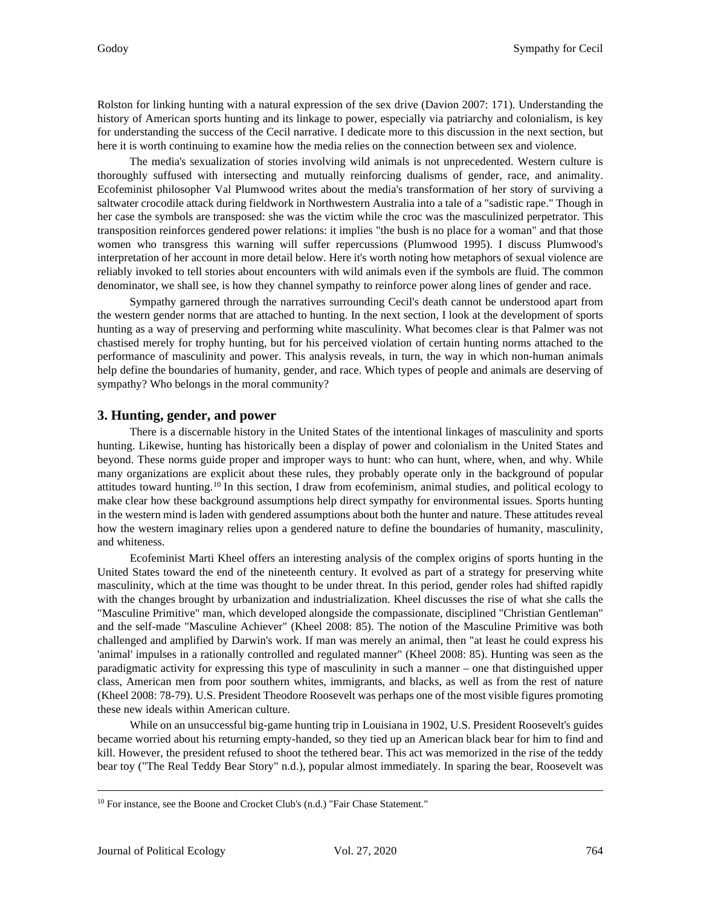Rolston for linking hunting with a natural expression of the sex drive (Davion 2007: 171). Understanding the history of American sports hunting and its linkage to power, especially via patriarchy and colonialism, is key for understanding the success of the Cecil narrative. I dedicate more to this discussion in the next section, but here it is worth continuing to examine how the media relies on the connection between sex and violence.

The media's sexualization of stories involving wild animals is not unprecedented. Western culture is thoroughly suffused with intersecting and mutually reinforcing dualisms of gender, race, and animality. Ecofeminist philosopher Val Plumwood writes about the media's transformation of her story of surviving a saltwater crocodile attack during fieldwork in Northwestern Australia into a tale of a "sadistic rape." Though in her case the symbols are transposed: she was the victim while the croc was the masculinized perpetrator. This transposition reinforces gendered power relations: it implies "the bush is no place for a woman" and that those women who transgress this warning will suffer repercussions (Plumwood 1995). I discuss Plumwood's interpretation of her account in more detail below. Here it's worth noting how metaphors of sexual violence are reliably invoked to tell stories about encounters with wild animals even if the symbols are fluid. The common denominator, we shall see, is how they channel sympathy to reinforce power along lines of gender and race.

Sympathy garnered through the narratives surrounding Cecil's death cannot be understood apart from the western gender norms that are attached to hunting. In the next section, I look at the development of sports hunting as a way of preserving and performing white masculinity. What becomes clear is that Palmer was not chastised merely for trophy hunting, but for his perceived violation of certain hunting norms attached to the performance of masculinity and power. This analysis reveals, in turn, the way in which non-human animals help define the boundaries of humanity, gender, and race. Which types of people and animals are deserving of sympathy? Who belongs in the moral community?

## 3. Hunting, gender, and power

There is a discernable history in the United States of the intentional linkages of masculinity and sports hunting. Likewise, hunting has historically been a display of power and colonialism in the United States and beyond. These norms guide proper and improper ways to hunt: who can hunt, where, when, and why. While many organizations are explicit about these rules, they probably operate only in the background of popular attitudes toward hunting.[10] In this section, I draw from ecofeminism, animal studies, and political ecology to make clear how these background assumptions help direct sympathy for environmental issues. Sports hunting in the western mind is laden with gendered assumptions about both the hunter and nature. These attitudes reveal how the western imaginary relies upon a gendered nature to define the boundaries of humanity, masculinity, and whiteness.

Ecofeminist Marti Kheel offers an interesting analysis of the complex origins of sports hunting in the United States toward the end of the nineteenth century. It evolved as part of a strategy for preserving white masculinity, which at the time was thought to be under threat. In this period, gender roles had shifted rapidly with the changes brought by urbanization and industrialization. Kheel discusses the rise of what she calls the "Masculine Primitive" man, which developed alongside the compassionate, disciplined "Christian Gentleman" and the self-made "Masculine Achiever" (Kheel 2008: 85). The notion of the Masculine Primitive was both challenged and amplified by Darwin's work. If man was merely an animal, then "at least he could express his 'animal' impulses in a rationally controlled and regulated manner" (Kheel 2008: 85). Hunting was seen as the paradigmatic activity for expressing this type of masculinity in such a manner – one that distinguished upper class, American men from poor southern whites, immigrants, and blacks, as well as from the rest of nature (Kheel 2008: 78-79). U.S. President Theodore Roosevelt was perhaps one of the most visible figures promoting these new ideals within American culture.

While on an unsuccessful big-game hunting trip in Louisiana in 1902, U.S. President Roosevelt's guides became worried about his returning empty-handed, so they tied up an American black bear for him to find and kill. However, the president refused to shoot the tethered bear. This act was memorized in the rise of the teddy bear toy ("The Real Teddy Bear Story" n.d.), popular almost immediately. In sparing the bear, Roosevelt was

---

[10] For instance, see the Boone and Crocket Club's (n.d.) "Fair Chase Statement."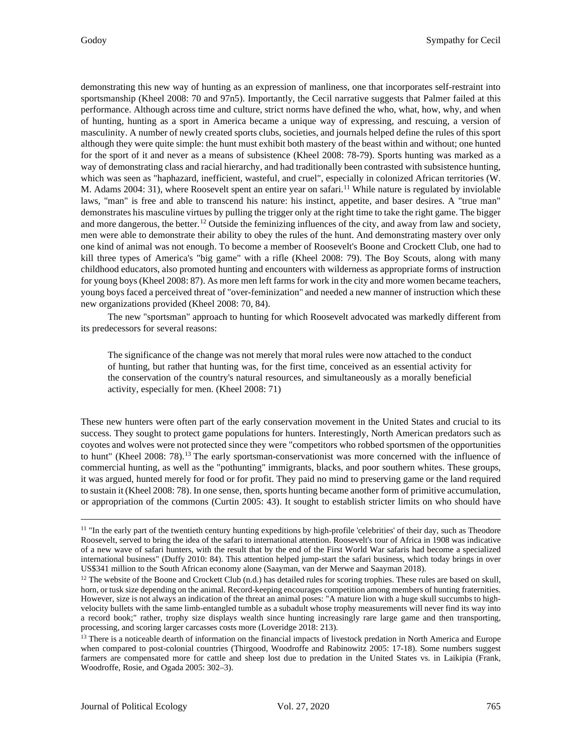demonstrating this new way of hunting as an expression of manliness, one that incorporates self-restraint into sportsmanship (Kheel 2008: 70 and 97n5). Importantly, the Cecil narrative suggests that Palmer failed at this performance. Although across time and culture, strict norms have defined the who, what, how, why, and when of hunting, hunting as a sport in America became a unique way of expressing, and rescuing, a version of masculinity. A number of newly created sports clubs, societies, and journals helped define the rules of this sport although they were quite simple: the hunt must exhibit both mastery of the beast within and without; one hunted for the sport of it and never as a means of subsistence (Kheel 2008: 78-79). Sports hunting was marked as a way of demonstrating class and racial hierarchy, and had traditionally been contrasted with subsistence hunting, which was seen as "haphazard, inefficient, wasteful, and cruel", especially in colonized African territories (W. M. Adams 2004: 31), where Roosevelt spent an entire year on safari.[11] While nature is regulated by inviolable laws, "man" is free and able to transcend his nature: his instinct, appetite, and baser desires. A "true man" demonstrates his masculine virtues by pulling the trigger only at the right time to take the right game. The bigger and more dangerous, the better.[12] Outside the feminizing influences of the city, and away from law and society, men were able to demonstrate their ability to obey the rules of the hunt. And demonstrating mastery over only one kind of animal was not enough. To become a member of Roosevelt's Boone and Crockett Club, one had to kill three types of America's "big game" with a rifle (Kheel 2008: 79). The Boy Scouts, along with many childhood educators, also promoted hunting and encounters with wilderness as appropriate forms of instruction for young boys (Kheel 2008: 87). As more men left farms for work in the city and more women became teachers, young boys faced a perceived threat of "over-feminization" and needed a new manner of instruction which these new organizations provided (Kheel 2008: 70, 84).

The new "sportsman" approach to hunting for which Roosevelt advocated was markedly different from its predecessors for several reasons:

> The significance of the change was not merely that moral rules were now attached to the conduct of hunting, but rather that hunting was, for the first time, conceived as an essential activity for the conservation of the country's natural resources, and simultaneously as a morally beneficial activity, especially for men. (Kheel 2008: 71)

These new hunters were often part of the early conservation movement in the United States and crucial to its success. They sought to protect game populations for hunters. Interestingly, North American predators such as coyotes and wolves were not protected since they were "competitors who robbed sportsmen of the opportunities to hunt" (Kheel 2008: 78).[13] The early sportsman-conservationist was more concerned with the influence of commercial hunting, as well as the "pothunting" immigrants, blacks, and poor southern whites. These groups, it was argued, hunted merely for food or for profit. They paid no mind to preserving game or the land required to sustain it (Kheel 2008: 78). In one sense, then, sports hunting became another form of primitive accumulation, or appropriation of the commons (Curtin 2005: 43). It sought to establish stricter limits on who should have

---

[11] "In the early part of the twentieth century hunting expeditions by high-profile 'celebrities' of their day, such as Theodore Roosevelt, served to bring the idea of the safari to international attention. Roosevelt's tour of Africa in 1908 was indicative of a new wave of safari hunters, with the result that by the end of the First World War safaris had become a specialized international business" (Duffy 2010: 84). This attention helped jump-start the safari business, which today brings in over US$341 million to the South African economy alone (Saayman, van der Merwe and Saayman 2018).

[12] The website of the Boone and Crockett Club (n.d.) has detailed rules for scoring trophies. These rules are based on skull, horn, or tusk size depending on the animal. Record-keeping encourages competition among members of hunting fraternities. However, size is not always an indication of the threat an animal poses: "A mature lion with a huge skull succumbs to high-velocity bullets with the same limb-entangled tumble as a subadult whose trophy measurements will never find its way into a record book;" rather, trophy size displays wealth since hunting increasingly rare large game and then transporting, processing, and scoring larger carcasses costs more (Loveridge 2018: 213).

[13] There is a noticeable dearth of information on the financial impacts of livestock predation in North America and Europe when compared to post-colonial countries (Thirgood, Woodroffe and Rabinowitz 2005: 17-18). Some numbers suggest farmers are compensated more for cattle and sheep lost due to predation in the United States vs. in Laikipia (Frank, Woodroffe, Rosie, and Ogada 2005: 302–3).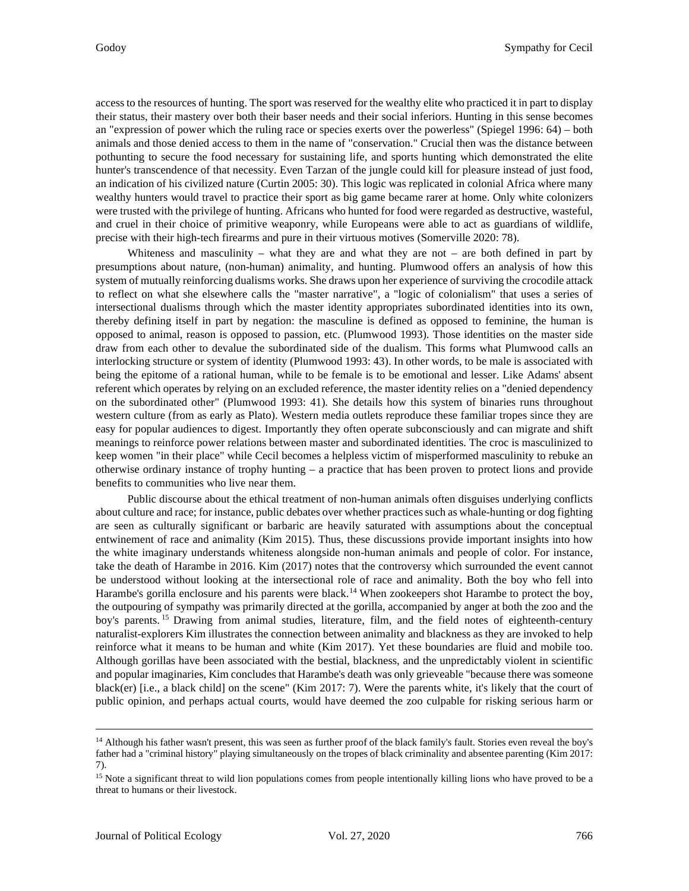access to the resources of hunting. The sport was reserved for the wealthy elite who practiced it in part to display their status, their mastery over both their baser needs and their social inferiors. Hunting in this sense becomes an "expression of power which the ruling race or species exerts over the powerless" (Spiegel 1996: 64) – both animals and those denied access to them in the name of "conservation." Crucial then was the distance between pothunting to secure the food necessary for sustaining life, and sports hunting which demonstrated the elite hunter's transcendence of that necessity. Even Tarzan of the jungle could kill for pleasure instead of just food, an indication of his civilized nature (Curtin 2005: 30). This logic was replicated in colonial Africa where many wealthy hunters would travel to practice their sport as big game became rarer at home. Only white colonizers were trusted with the privilege of hunting. Africans who hunted for food were regarded as destructive, wasteful, and cruel in their choice of primitive weaponry, while Europeans were able to act as guardians of wildlife, precise with their high-tech firearms and pure in their virtuous motives (Somerville 2020: 78).

Whiteness and masculinity – what they are and what they are not – are both defined in part by presumptions about nature, (non-human) animality, and hunting. Plumwood offers an analysis of how this system of mutually reinforcing dualisms works. She draws upon her experience of surviving the crocodile attack to reflect on what she elsewhere calls the "master narrative", a "logic of colonialism" that uses a series of intersectional dualisms through which the master identity appropriates subordinated identities into its own, thereby defining itself in part by negation: the masculine is defined as opposed to feminine, the human is opposed to animal, reason is opposed to passion, etc. (Plumwood 1993). Those identities on the master side draw from each other to devalue the subordinated side of the dualism. This forms what Plumwood calls an interlocking structure or system of identity (Plumwood 1993: 43). In other words, to be male is associated with being the epitome of a rational human, while to be female is to be emotional and lesser. Like Adams' absent referent which operates by relying on an excluded reference, the master identity relies on a "denied dependency on the subordinated other" (Plumwood 1993: 41). She details how this system of binaries runs throughout western culture (from as early as Plato). Western media outlets reproduce these familiar tropes since they are easy for popular audiences to digest. Importantly they often operate subconsciously and can migrate and shift meanings to reinforce power relations between master and subordinated identities. The croc is masculinized to keep women "in their place" while Cecil becomes a helpless victim of misperformed masculinity to rebuke an otherwise ordinary instance of trophy hunting – a practice that has been proven to protect lions and provide benefits to communities who live near them.

Public discourse about the ethical treatment of non-human animals often disguises underlying conflicts about culture and race; for instance, public debates over whether practices such as whale-hunting or dog fighting are seen as culturally significant or barbaric are heavily saturated with assumptions about the conceptual entwinement of race and animality (Kim 2015). Thus, these discussions provide important insights into how the white imaginary understands whiteness alongside non-human animals and people of color. For instance, take the death of Harambe in 2016. Kim (2017) notes that the controversy which surrounded the event cannot be understood without looking at the intersectional role of race and animality. Both the boy who fell into Harambe's gorilla enclosure and his parents were black.[14] When zookeepers shot Harambe to protect the boy, the outpouring of sympathy was primarily directed at the gorilla, accompanied by anger at both the zoo and the boy's parents.[15] Drawing from animal studies, literature, film, and the field notes of eighteenth-century naturalist-explorers Kim illustrates the connection between animality and blackness as they are invoked to help reinforce what it means to be human and white (Kim 2017). Yet these boundaries are fluid and mobile too. Although gorillas have been associated with the bestial, blackness, and the unpredictably violent in scientific and popular imaginaries, Kim concludes that Harambe's death was only grieveable "because there was someone black(er) [i.e., a black child] on the scene" (Kim 2017: 7). Were the parents white, it's likely that the court of public opinion, and perhaps actual courts, would have deemed the zoo culpable for risking serious harm or

---

[14] Although his father wasn't present, this was seen as further proof of the black family's fault. Stories even reveal the boy's father had a "criminal history" playing simultaneously on the tropes of black criminality and absentee parenting (Kim 2017: 7).

[15] Note a significant threat to wild lion populations comes from people intentionally killing lions who have proved to be a threat to humans or their livestock.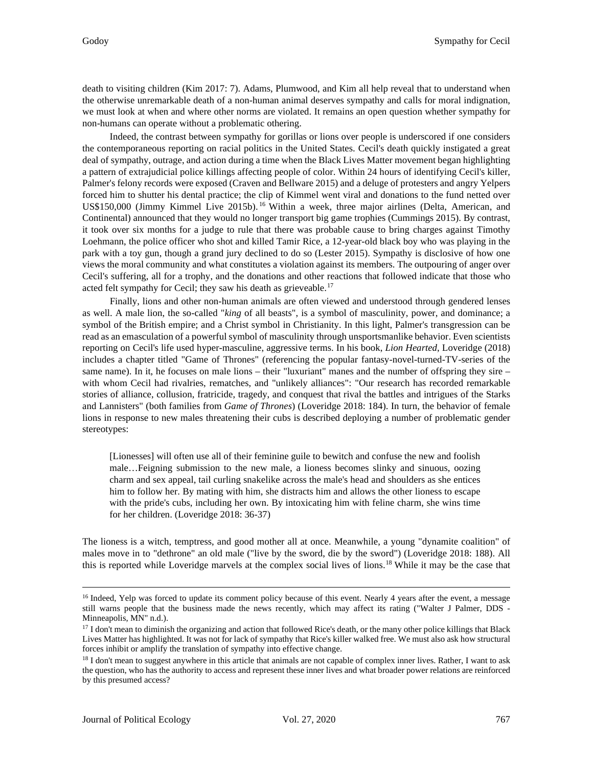death to visiting children (Kim 2017: 7). Adams, Plumwood, and Kim all help reveal that to understand when the otherwise unremarkable death of a non-human animal deserves sympathy and calls for moral indignation, we must look at when and where other norms are violated. It remains an open question whether sympathy for non-humans can operate without a problematic othering.

Indeed, the contrast between sympathy for gorillas or lions over people is underscored if one considers the contemporaneous reporting on racial politics in the United States. Cecil's death quickly instigated a great deal of sympathy, outrage, and action during a time when the Black Lives Matter movement began highlighting a pattern of extrajudicial police killings affecting people of color. Within 24 hours of identifying Cecil's killer, Palmer's felony records were exposed (Craven and Bellware 2015) and a deluge of protesters and angry Yelpers forced him to shutter his dental practice; the clip of Kimmel went viral and donations to the fund netted over US$150,000 (Jimmy Kimmel Live 2015b).[16] Within a week, three major airlines (Delta, American, and Continental) announced that they would no longer transport big game trophies (Cummings 2015). By contrast, it took over six months for a judge to rule that there was probable cause to bring charges against Timothy Loehmann, the police officer who shot and killed Tamir Rice, a 12-year-old black boy who was playing in the park with a toy gun, though a grand jury declined to do so (Lester 2015). Sympathy is disclosive of how one views the moral community and what constitutes a violation against its members. The outpouring of anger over Cecil's suffering, all for a trophy, and the donations and other reactions that followed indicate that those who acted felt sympathy for Cecil; they saw his death as grievable.[17]

Finally, lions and other non-human animals are often viewed and understood through gendered lenses as well. A male lion, the so-called "*king* of all beasts", is a symbol of masculinity, power, and dominance; a symbol of the British empire; and a Christ symbol in Christianity. In this light, Palmer's transgression can be read as an emasculation of a powerful symbol of masculinity through unsportsmanlike behavior. Even scientists reporting on Cecil's life used hyper-masculine, aggressive terms. In his book, *Lion Hearted*, Loveridge (2018) includes a chapter titled "Game of Thrones" (referencing the popular fantasy-novel-turned-TV-series of the same name). In it, he focuses on male lions – their "luxuriant" manes and the number of offspring they sire – with whom Cecil had rivalries, rematches, and "unlikely alliances": "Our research has recorded remarkable stories of alliance, collusion, fratricide, tragedy, and conquest that rival the battles and intrigues of the Starks and Lannisters" (both families from *Game of Thrones*) (Loveridge 2018: 184). In turn, the behavior of female lions in response to new males threatening their cubs is described deploying a number of problematic gender stereotypes:

> [Lionesses] will often use all of their feminine guile to bewitch and confuse the new and foolish male…Feigning submission to the new male, a lioness becomes slinky and sinuous, oozing charm and sex appeal, tail curling snakelike across the male's head and shoulders as she entices him to follow her. By mating with him, she distracts him and allows the other lioness to escape with the pride's cubs, including her own. By intoxicating him with feline charm, she wins time for her children. (Loveridge 2018: 36-37)

The lioness is a witch, temptress, and good mother all at once. Meanwhile, a young "dynamite coalition" of males move in to "dethrone" an old male ("live by the sword, die by the sword") (Loveridge 2018: 188). All this is reported while Loveridge marvels at the complex social lives of lions.[18] While it may be the case that

---

[16] Indeed, Yelp was forced to update its comment policy because of this event. Nearly 4 years after the event, a message still warns people that the business made the news recently, which may affect its rating ("Walter J Palmer, DDS - Minneapolis, MN" n.d.).

[17] I don't mean to diminish the organizing and action that followed Rice's death, or the many other police killings that Black Lives Matter has highlighted. It was not for lack of sympathy that Rice's killer walked free. We must also ask how structural forces inhibit or amplify the translation of sympathy into effective change.

[18] I don't mean to suggest anywhere in this article that animals are not capable of complex inner lives. Rather, I want to ask the question, who has the authority to access and represent these inner lives and what broader power relations are reinforced by this presumed access?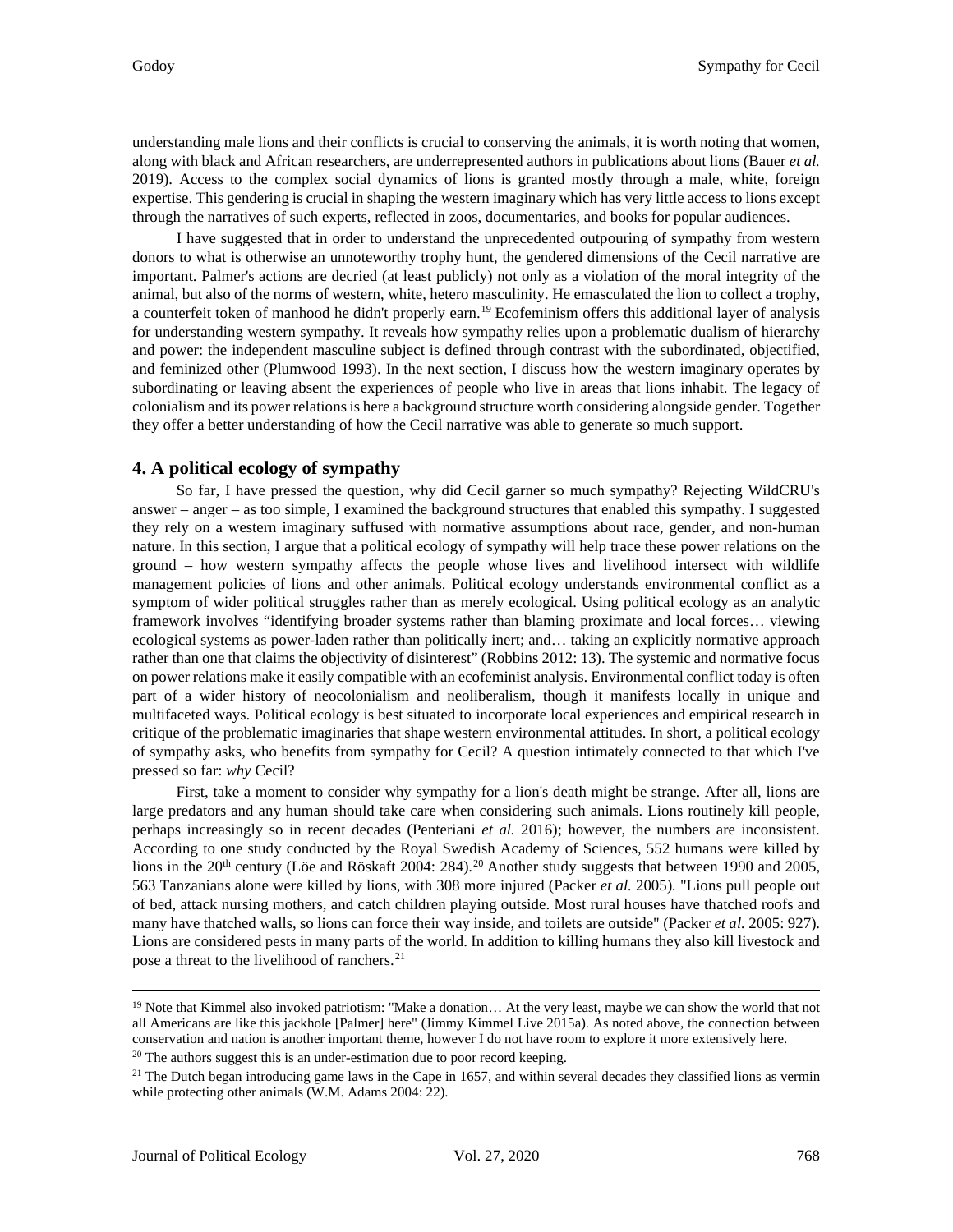understanding male lions and their conflicts is crucial to conserving the animals, it is worth noting that women, along with black and African researchers, are underrepresented authors in publications about lions (Bauer *et al.* 2019). Access to the complex social dynamics of lions is granted mostly through a male, white, foreign expertise. This gendering is crucial in shaping the western imaginary which has very little access to lions except through the narratives of such experts, reflected in zoos, documentaries, and books for popular audiences.

I have suggested that in order to understand the unprecedented outpouring of sympathy from western donors to what is otherwise an unnoteworthy trophy hunt, the gendered dimensions of the Cecil narrative are important. Palmer's actions are decried (at least publicly) not only as a violation of the moral integrity of the animal, but also of the norms of western, white, hetero masculinity. He emasculated the lion to collect a trophy, a counterfeit token of manhood he didn't properly earn.[19] Ecofeminism offers this additional layer of analysis for understanding western sympathy. It reveals how sympathy relies upon a problematic dualism of hierarchy and power: the independent masculine subject is defined through contrast with the subordinated, objectified, and feminized other (Plumwood 1993). In the next section, I discuss how the western imaginary operates by subordinating or leaving absent the experiences of people who live in areas that lions inhabit. The legacy of colonialism and its power relations is here a background structure worth considering alongside gender. Together they offer a better understanding of how the Cecil narrative was able to generate so much support.

## 4. A political ecology of sympathy

So far, I have pressed the question, why did Cecil garner so much sympathy? Rejecting WildCRU's answer – anger – as too simple, I examined the background structures that enabled this sympathy. I suggested they rely on a western imaginary suffused with normative assumptions about race, gender, and non-human nature. In this section, I argue that a political ecology of sympathy will help trace these power relations on the ground – how western sympathy affects the people whose lives and livelihood intersect with wildlife management policies of lions and other animals. Political ecology understands environmental conflict as a symptom of wider political struggles rather than as merely ecological. Using political ecology as an analytic framework involves "identifying broader systems rather than blaming proximate and local forces… viewing ecological systems as power-laden rather than politically inert; and… taking an explicitly normative approach rather than one that claims the objectivity of disinterest" (Robbins 2012: 13). The systemic and normative focus on power relations make it easily compatible with an ecofeminist analysis. Environmental conflict today is often part of a wider history of neocolonialism and neoliberalism, though it manifests locally in unique and multifaceted ways. Political ecology is best situated to incorporate local experiences and empirical research in critique of the problematic imaginaries that shape western environmental attitudes. In short, a political ecology of sympathy asks, who benefits from sympathy for Cecil? A question intimately connected to that which I've pressed so far: *why* Cecil?

First, take a moment to consider why sympathy for a lion's death might be strange. After all, lions are large predators and any human should take care when considering such animals. Lions routinely kill people, perhaps increasingly so in recent decades (Penteriani *et al.* 2016); however, the numbers are inconsistent. According to one study conducted by the Royal Swedish Academy of Sciences, 552 humans were killed by lions in the 20th century (Löe and Röskaft 2004: 284).[20] Another study suggests that between 1990 and 2005, 563 Tanzanians alone were killed by lions, with 308 more injured (Packer *et al.* 2005). "Lions pull people out of bed, attack nursing mothers, and catch children playing outside. Most rural houses have thatched roofs and many have thatched walls, so lions can force their way inside, and toilets are outside" (Packer *et al.* 2005: 927). Lions are considered pests in many parts of the world. In addition to killing humans they also kill livestock and pose a threat to the livelihood of ranchers.[21]

---

[19] Note that Kimmel also invoked patriotism: "Make a donation… At the very least, maybe we can show the world that not all Americans are like this jackhole [Palmer] here" (Jimmy Kimmel Live 2015a). As noted above, the connection between conservation and nation is another important theme, however I do not have room to explore it more extensively here.

[20] The authors suggest this is an under-estimation due to poor record keeping.

[21] The Dutch began introducing game laws in the Cape in 1657, and within several decades they classified lions as vermin while protecting other animals (W.M. Adams 2004: 22).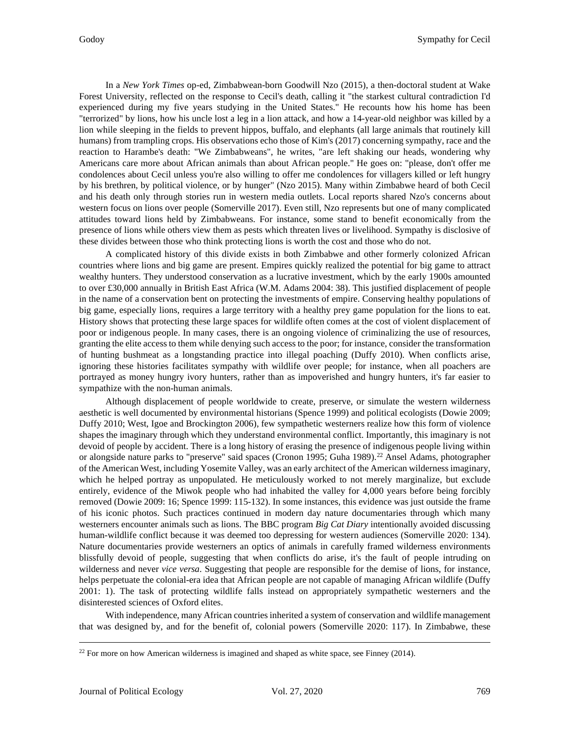In a *New York Times* op-ed, Zimbabwean-born Goodwill Nzo (2015), a then-doctoral student at Wake Forest University, reflected on the response to Cecil's death, calling it "the starkest cultural contradiction I'd experienced during my five years studying in the United States." He recounts how his home has been "terrorized" by lions, how his uncle lost a leg in a lion attack, and how a 14-year-old neighbor was killed by a lion while sleeping in the fields to prevent hippos, buffalo, and elephants (all large animals that routinely kill humans) from trampling crops. His observations echo those of Kim's (2017) concerning sympathy, race and the reaction to Harambe's death: "We Zimbabweans", he writes, "are left shaking our heads, wondering why Americans care more about African animals than about African people." He goes on: "please, don't offer me condolences about Cecil unless you're also willing to offer me condolences for villagers killed or left hungry by his brethren, by political violence, or by hunger" (Nzo 2015). Many within Zimbabwe heard of both Cecil and his death only through stories run in western media outlets. Local reports shared Nzo's concerns about western focus on lions over people (Somerville 2017). Even still, Nzo represents but one of many complicated attitudes toward lions held by Zimbabweans. For instance, some stand to benefit economically from the presence of lions while others view them as pests which threaten lives or livelihood. Sympathy is disclosive of these divides between those who think protecting lions is worth the cost and those who do not.

A complicated history of this divide exists in both Zimbabwe and other formerly colonized African countries where lions and big game are present. Empires quickly realized the potential for big game to attract wealthy hunters. They understood conservation as a lucrative investment, which by the early 1900s amounted to over £30,000 annually in British East Africa (W.M. Adams 2004: 38). This justified displacement of people in the name of a conservation bent on protecting the investments of empire. Conserving healthy populations of big game, especially lions, requires a large territory with a healthy prey game population for the lions to eat. History shows that protecting these large spaces for wildlife often comes at the cost of violent displacement of poor or indigenous people. In many cases, there is an ongoing violence of criminalizing the use of resources, granting the elite access to them while denying such access to the poor; for instance, consider the transformation of hunting bushmeat as a longstanding practice into illegal poaching (Duffy 2010). When conflicts arise, ignoring these histories facilitates sympathy with wildlife over people; for instance, when all poachers are portrayed as money hungry ivory hunters, rather than as impoverished and hungry hunters, it's far easier to sympathize with the non-human animals.

Although displacement of people worldwide to create, preserve, or simulate the western wilderness aesthetic is well documented by environmental historians (Spence 1999) and political ecologists (Dowie 2009; Duffy 2010; West, Igoe and Brockington 2006), few sympathetic westerners realize how this form of violence shapes the imaginary through which they understand environmental conflict. Importantly, this imaginary is not devoid of people by accident. There is a long history of erasing the presence of indigenous people living within or alongside nature parks to "preserve" said spaces (Cronon 1995; Guha 1989).[22] Ansel Adams, photographer of the American West, including Yosemite Valley, was an early architect of the American wilderness imaginary, which he helped portray as unpopulated. He meticulously worked to not merely marginalize, but exclude entirely, evidence of the Miwok people who had inhabited the valley for 4,000 years before being forcibly removed (Dowie 2009: 16; Spence 1999: 115-132). In some instances, this evidence was just outside the frame of his iconic photos. Such practices continued in modern day nature documentaries through which many westerners encounter animals such as lions. The BBC program *Big Cat Diary* intentionally avoided discussing human-wildlife conflict because it was deemed too depressing for western audiences (Somerville 2020: 134). Nature documentaries provide westerners an optics of animals in carefully framed wilderness environments blissfully devoid of people, suggesting that when conflicts do arise, it's the fault of people intruding on wilderness and never *vice versa*. Suggesting that people are responsible for the demise of lions, for instance, helps perpetuate the colonial-era idea that African people are not capable of managing African wildlife (Duffy 2001: 1). The task of protecting wildlife falls instead on appropriately sympathetic westerners and the disinterested sciences of Oxford elites.

With independence, many African countries inherited a system of conservation and wildlife management that was designed by, and for the benefit of, colonial powers (Somerville 2020: 117). In Zimbabwe, these

[22] For more on how American wilderness is imagined and shaped as white space, see Finney (2014).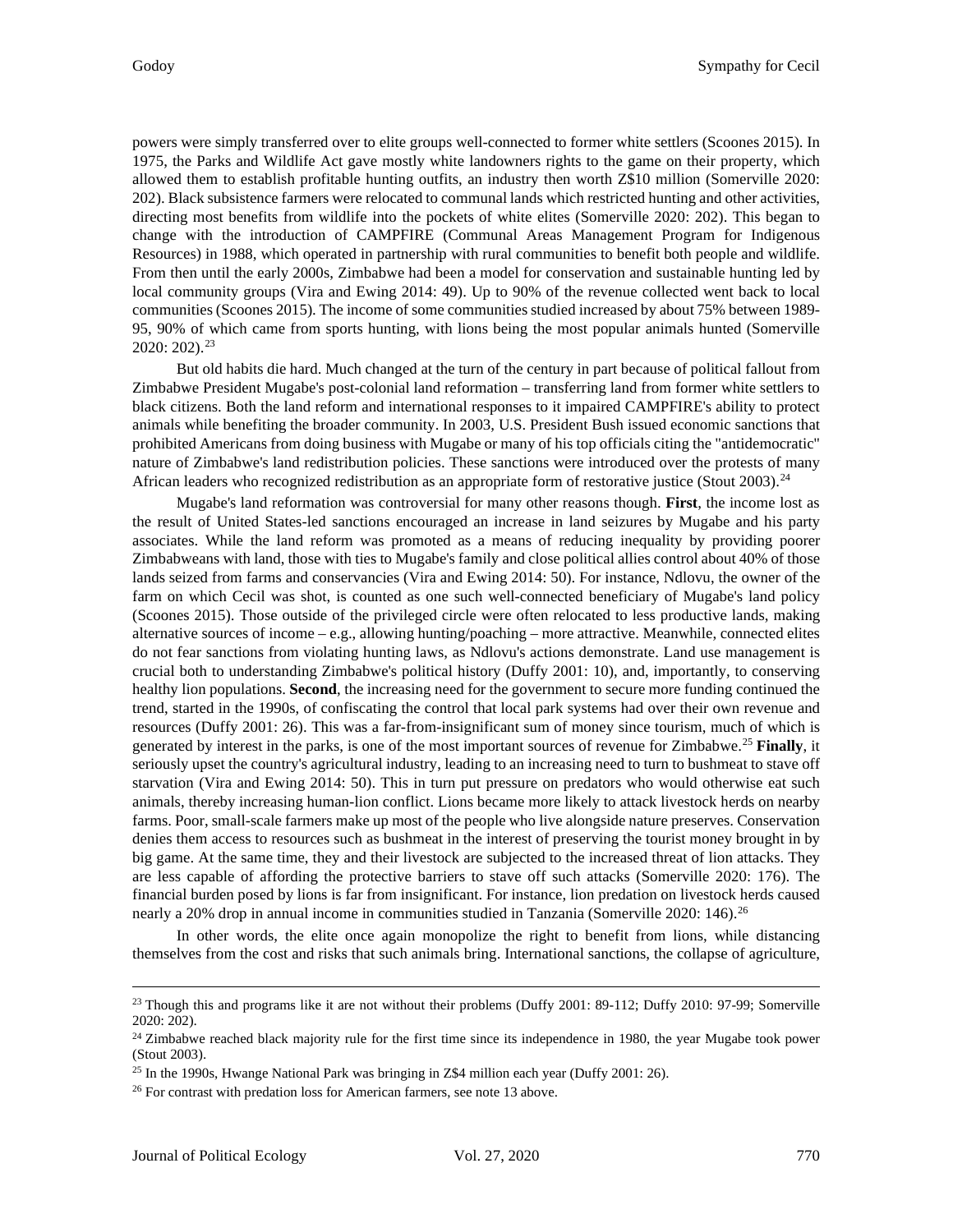powers were simply transferred over to elite groups well-connected to former white settlers (Scoones 2015). In 1975, the Parks and Wildlife Act gave mostly white landowners rights to the game on their property, which allowed them to establish profitable hunting outfits, an industry then worth Z$10 million (Somerville 2020: 202). Black subsistence farmers were relocated to communal lands which restricted hunting and other activities, directing most benefits from wildlife into the pockets of white elites (Somerville 2020: 202). This began to change with the introduction of CAMPFIRE (Communal Areas Management Program for Indigenous Resources) in 1988, which operated in partnership with rural communities to benefit both people and wildlife. From then until the early 2000s, Zimbabwe had been a model for conservation and sustainable hunting led by local community groups (Vira and Ewing 2014: 49). Up to 90% of the revenue collected went back to local communities (Scoones 2015). The income of some communities studied increased by about 75% between 1989-95, 90% of which came from sports hunting, with lions being the most popular animals hunted (Somerville 2020: 202).[23]

But old habits die hard. Much changed at the turn of the century in part because of political fallout from Zimbabwe President Mugabe's post-colonial land reformation – transferring land from former white settlers to black citizens. Both the land reform and international responses to it impaired CAMPFIRE's ability to protect animals while benefiting the broader community. In 2003, U.S. President Bush issued economic sanctions that prohibited Americans from doing business with Mugabe or many of his top officials citing the "antidemocratic" nature of Zimbabwe's land redistribution policies. These sanctions were introduced over the protests of many African leaders who recognized redistribution as an appropriate form of restorative justice (Stout 2003).[24]

Mugabe's land reformation was controversial for many other reasons though. **First**, the income lost as the result of United States-led sanctions encouraged an increase in land seizures by Mugabe and his party associates. While the land reform was promoted as a means of reducing inequality by providing poorer Zimbabweans with land, those with ties to Mugabe's family and close political allies control about 40% of those lands seized from farms and conservancies (Vira and Ewing 2014: 50). For instance, Ndlovu, the owner of the farm on which Cecil was shot, is counted as one such well-connected beneficiary of Mugabe's land policy (Scoones 2015). Those outside of the privileged circle were often relocated to less productive lands, making alternative sources of income – e.g., allowing hunting/poaching – more attractive. Meanwhile, connected elites do not fear sanctions from violating hunting laws, as Ndlovu's actions demonstrate. Land use management is crucial both to understanding Zimbabwe's political history (Duffy 2001: 10), and, importantly, to conserving healthy lion populations. **Second**, the increasing need for the government to secure more funding continued the trend, started in the 1990s, of confiscating the control that local park systems had over their own revenue and resources (Duffy 2001: 26). This was a far-from-insignificant sum of money since tourism, much of which is generated by interest in the parks, is one of the most important sources of revenue for Zimbabwe.[25] **Finally**, it seriously upset the country's agricultural industry, leading to an increasing need to turn to bushmeat to stave off starvation (Vira and Ewing 2014: 50). This in turn put pressure on predators who would otherwise eat such animals, thereby increasing human-lion conflict. Lions became more likely to attack livestock herds on nearby farms. Poor, small-scale farmers make up most of the people who live alongside nature preserves. Conservation denies them access to resources such as bushmeat in the interest of preserving the tourist money brought in by big game. At the same time, they and their livestock are subjected to the increased threat of lion attacks. They are less capable of affording the protective barriers to stave off such attacks (Somerville 2020: 176). The financial burden posed by lions is far from insignificant. For instance, lion predation on livestock herds caused nearly a 20% drop in annual income in communities studied in Tanzania (Somerville 2020: 146).[26]

In other words, the elite once again monopolize the right to benefit from lions, while distancing themselves from the cost and risks that such animals bring. International sanctions, the collapse of agriculture,

---

[23] Though this and programs like it are not without their problems (Duffy 2001: 89-112; Duffy 2010: 97-99; Somerville 2020: 202).

[24] Zimbabwe reached black majority rule for the first time since its independence in 1980, the year Mugabe took power (Stout 2003).

[25] In the 1990s, Hwange National Park was bringing in Z$4 million each year (Duffy 2001: 26).

[26] For contrast with predation loss for American farmers, see note 13 above.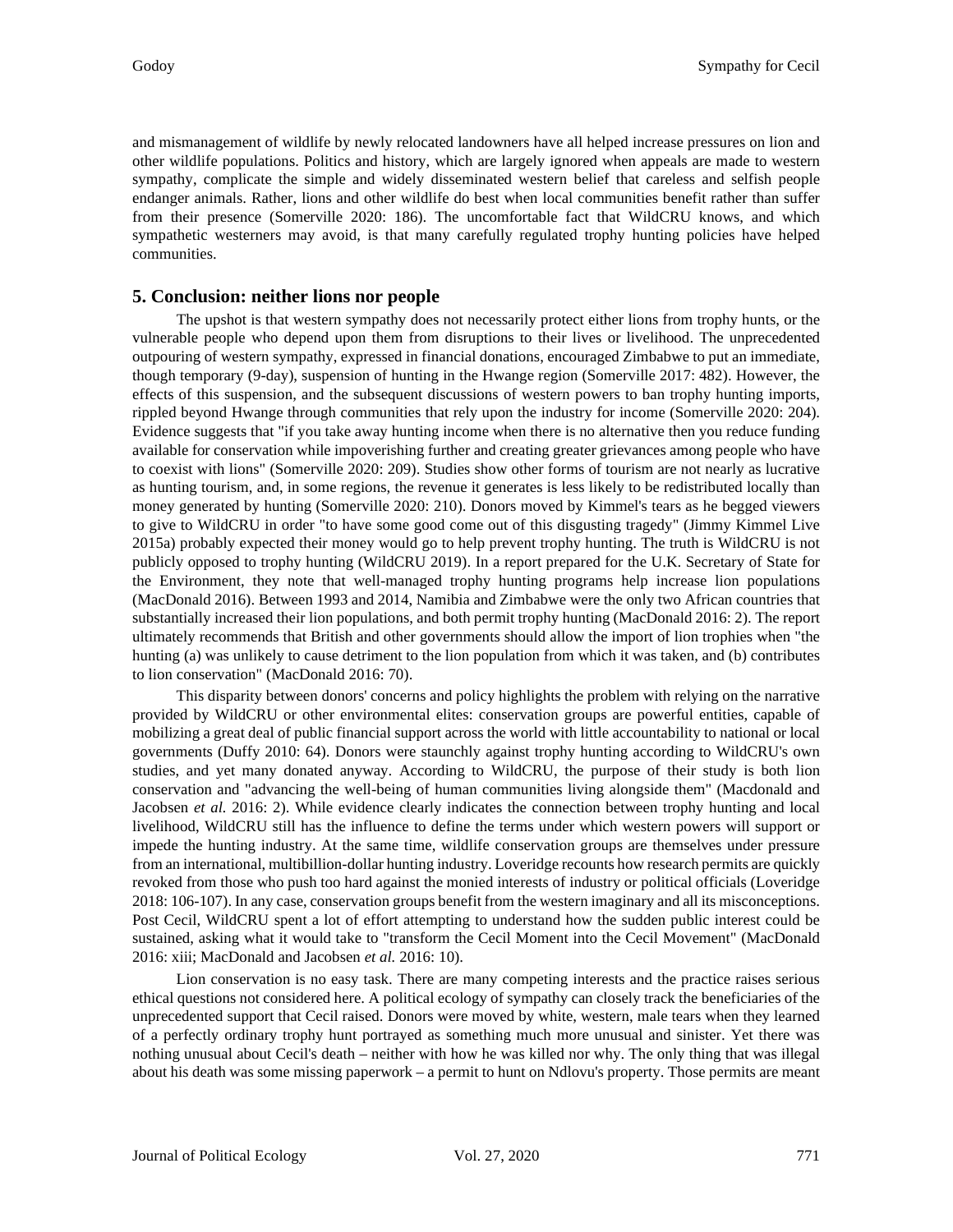and mismanagement of wildlife by newly relocated landowners have all helped increase pressures on lion and other wildlife populations. Politics and history, which are largely ignored when appeals are made to western sympathy, complicate the simple and widely disseminated western belief that careless and selfish people endanger animals. Rather, lions and other wildlife do best when local communities benefit rather than suffer from their presence (Somerville 2020: 186). The uncomfortable fact that WildCRU knows, and which sympathetic westerners may avoid, is that many carefully regulated trophy hunting policies have helped communities.

## 5. Conclusion: neither lions nor people

The upshot is that western sympathy does not necessarily protect either lions from trophy hunts, or the vulnerable people who depend upon them from disruptions to their lives or livelihood. The unprecedented outpouring of western sympathy, expressed in financial donations, encouraged Zimbabwe to put an immediate, though temporary (9-day), suspension of hunting in the Hwange region (Somerville 2017: 482). However, the effects of this suspension, and the subsequent discussions of western powers to ban trophy hunting imports, rippled beyond Hwange through communities that rely upon the industry for income (Somerville 2020: 204). Evidence suggests that "if you take away hunting income when there is no alternative then you reduce funding available for conservation while impoverishing further and creating greater grievances among people who have to coexist with lions" (Somerville 2020: 209). Studies show other forms of tourism are not nearly as lucrative as hunting tourism, and, in some regions, the revenue it generates is less likely to be redistributed locally than money generated by hunting (Somerville 2020: 210). Donors moved by Kimmel's tears as he begged viewers to give to WildCRU in order "to have some good come out of this disgusting tragedy" (Jimmy Kimmel Live 2015a) probably expected their money would go to help prevent trophy hunting. The truth is WildCRU is not publicly opposed to trophy hunting (WildCRU 2019). In a report prepared for the U.K. Secretary of State for the Environment, they note that well-managed trophy hunting programs help increase lion populations (MacDonald 2016). Between 1993 and 2014, Namibia and Zimbabwe were the only two African countries that substantially increased their lion populations, and both permit trophy hunting (MacDonald 2016: 2). The report ultimately recommends that British and other governments should allow the import of lion trophies when "the hunting (a) was unlikely to cause detriment to the lion population from which it was taken, and (b) contributes to lion conservation" (MacDonald 2016: 70).

This disparity between donors' concerns and policy highlights the problem with relying on the narrative provided by WildCRU or other environmental elites: conservation groups are powerful entities, capable of mobilizing a great deal of public financial support across the world with little accountability to national or local governments (Duffy 2010: 64). Donors were staunchly against trophy hunting according to WildCRU's own studies, and yet many donated anyway. According to WildCRU, the purpose of their study is both lion conservation and "advancing the well-being of human communities living alongside them" (Macdonald and Jacobsen *et al.* 2016: 2). While evidence clearly indicates the connection between trophy hunting and local livelihood, WildCRU still has the influence to define the terms under which western powers will support or impede the hunting industry. At the same time, wildlife conservation groups are themselves under pressure from an international, multibillion-dollar hunting industry. Loveridge recounts how research permits are quickly revoked from those who push too hard against the monied interests of industry or political officials (Loveridge 2018: 106-107). In any case, conservation groups benefit from the western imaginary and all its misconceptions. Post Cecil, WildCRU spent a lot of effort attempting to understand how the sudden public interest could be sustained, asking what it would take to "transform the Cecil Moment into the Cecil Movement" (MacDonald 2016: xiii; MacDonald and Jacobsen *et al.* 2016: 10).

Lion conservation is no easy task. There are many competing interests and the practice raises serious ethical questions not considered here. A political ecology of sympathy can closely track the beneficiaries of the unprecedented support that Cecil raised. Donors were moved by white, western, male tears when they learned of a perfectly ordinary trophy hunt portrayed as something much more unusual and sinister. Yet there was nothing unusual about Cecil's death – neither with how he was killed nor why. The only thing that was illegal about his death was some missing paperwork – a permit to hunt on Ndlovu's property. Those permits are meant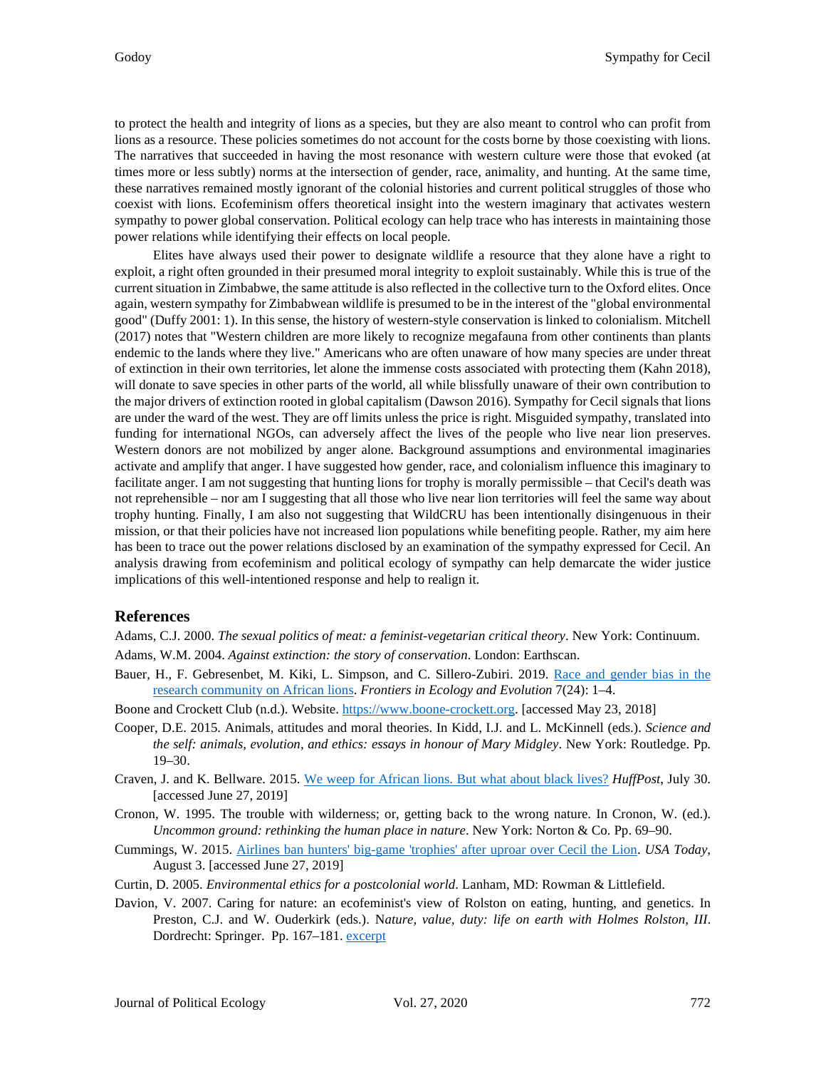to protect the health and integrity of lions as a species, but they are also meant to control who can profit from lions as a resource. These policies sometimes do not account for the costs borne by those coexisting with lions. The narratives that succeeded in having the most resonance with western culture were those that evoked (at times more or less subtly) norms at the intersection of gender, race, animality, and hunting. At the same time, these narratives remained mostly ignorant of the colonial histories and current political struggles of those who coexist with lions. Ecofeminism offers theoretical insight into the western imaginary that activates western sympathy to power global conservation. Political ecology can help trace who has interests in maintaining those power relations while identifying their effects on local people.

Elites have always used their power to designate wildlife a resource that they alone have a right to exploit, a right often grounded in their presumed moral integrity to exploit sustainably. While this is true of the current situation in Zimbabwe, the same attitude is also reflected in the collective turn to the Oxford elites. Once again, western sympathy for Zimbabwean wildlife is presumed to be in the interest of the "global environmental good" (Duffy 2001: 1). In this sense, the history of western-style conservation is linked to colonialism. Mitchell (2017) notes that "Western children are more likely to recognize megafauna from other continents than plants endemic to the lands where they live." Americans who are often unaware of how many species are under threat of extinction in their own territories, let alone the immense costs associated with protecting them (Kahn 2018), will donate to save species in other parts of the world, all while blissfully unaware of their own contribution to the major drivers of extinction rooted in global capitalism (Dawson 2016). Sympathy for Cecil signals that lions are under the ward of the west. They are off limits unless the price is right. Misguided sympathy, translated into funding for international NGOs, can adversely affect the lives of the people who live near lion preserves. Western donors are not mobilized by anger alone. Background assumptions and environmental imaginaries activate and amplify that anger. I have suggested how gender, race, and colonialism influence this imaginary to facilitate anger. I am not suggesting that hunting lions for trophy is morally permissible – that Cecil's death was not reprehensible – nor am I suggesting that all those who live near lion territories will feel the same way about trophy hunting. Finally, I am also not suggesting that WildCRU has been intentionally disingenuous in their mission, or that their policies have not increased lion populations while benefiting people. Rather, my aim here has been to trace out the power relations disclosed by an examination of the sympathy expressed for Cecil. An analysis drawing from ecofeminism and political ecology of sympathy can help demarcate the wider justice implications of this well-intentioned response and help to realign it.

## References

Adams, C.J. 2000. *The sexual politics of meat: a feminist-vegetarian critical theory*. New York: Continuum.

Adams, W.M. 2004. *Against extinction: the story of conservation*. London: Earthscan.

Bauer, H., F. Gebresenbet, M. Kiki, L. Simpson, and C. Sillero-Zubiri. 2019. Race and gender bias in the research community on African lions. *Frontiers in Ecology and Evolution* 7(24): 1–4.

Boone and Crockett Club (n.d.). Website. https://www.boone-crockett.org. [accessed May 23, 2018]

Cooper, D.E. 2015. Animals, attitudes and moral theories. In Kidd, I.J. and L. McKinnell (eds.). *Science and the self: animals, evolution, and ethics: essays in honour of Mary Midgley*. New York: Routledge. Pp. 19–30.

Craven, J. and K. Bellware. 2015. We weep for African lions. But what about black lives? *HuffPost*, July 30. [accessed June 27, 2019]

Cronon, W. 1995. The trouble with wilderness; or, getting back to the wrong nature. In Cronon, W. (ed.). *Uncommon ground: rethinking the human place in nature*. New York: Norton & Co. Pp. 69–90.

Cummings, W. 2015. Airlines ban hunters' big-game 'trophies' after uproar over Cecil the Lion. *USA Today*, August 3. [accessed June 27, 2019]

Curtin, D. 2005. *Environmental ethics for a postcolonial world*. Lanham, MD: Rowman & Littlefield.

Davion, V. 2007. Caring for nature: an ecofeminist's view of Rolston on eating, hunting, and genetics. In Preston, C.J. and W. Ouderkirk (eds.). N*ature, value, duty: life on earth with Holmes Rolston, III*. Dordrecht: Springer. Pp. 167–181. excerpt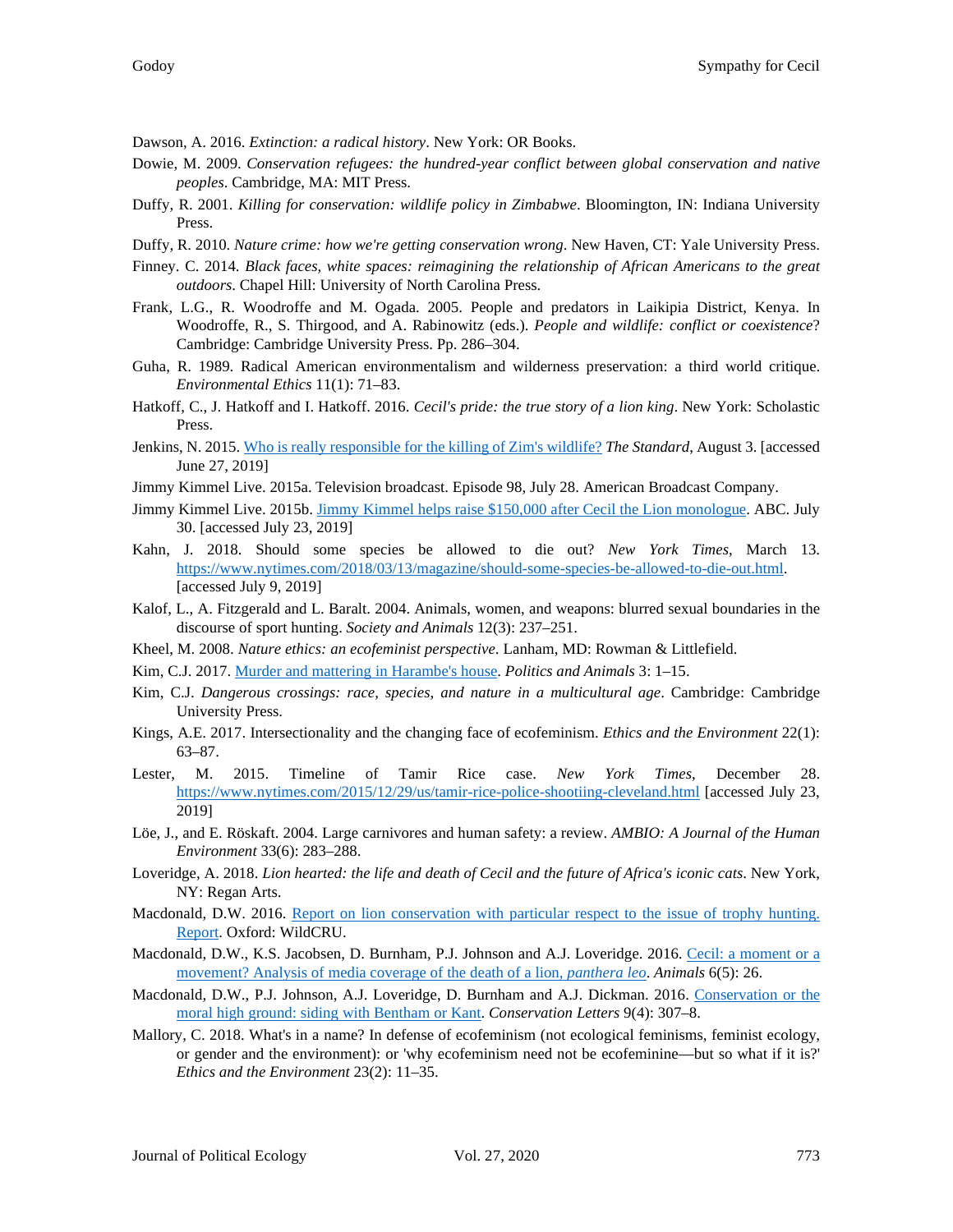Dawson, A. 2016. *Extinction: a radical history*. New York: OR Books.

Dowie, M. 2009. *Conservation refugees: the hundred-year conflict between global conservation and native peoples*. Cambridge, MA: MIT Press.

Duffy, R. 2001. *Killing for conservation: wildlife policy in Zimbabwe*. Bloomington, IN: Indiana University Press.

Duffy, R. 2010. *Nature crime: how we're getting conservation wrong*. New Haven, CT: Yale University Press.

Finney. C. 2014. *Black faces, white spaces: reimagining the relationship of African Americans to the great outdoors*. Chapel Hill: University of North Carolina Press.

Frank, L.G., R. Woodroffe and M. Ogada. 2005. People and predators in Laikipia District, Kenya. In Woodroffe, R., S. Thirgood, and A. Rabinowitz (eds.). *People and wildlife: conflict or coexistence*? Cambridge: Cambridge University Press. Pp. 286–304.

Guha, R. 1989. Radical American environmentalism and wilderness preservation: a third world critique. *Environmental Ethics* 11(1): 71–83.

Hatkoff, C., J. Hatkoff and I. Hatkoff. 2016. *Cecil's pride: the true story of a lion king*. New York: Scholastic Press.

Jenkins, N. 2015. Who is really responsible for the killing of Zim's wildlife? *The Standard*, August 3. [accessed June 27, 2019]

Jimmy Kimmel Live. 2015a. Television broadcast. Episode 98, July 28. American Broadcast Company.

Jimmy Kimmel Live. 2015b. Jimmy Kimmel helps raise $150,000 after Cecil the Lion monologue. ABC. July 30. [accessed July 23, 2019]

Kahn, J. 2018. Should some species be allowed to die out? *New York Times*, March 13. https://www.nytimes.com/2018/03/13/magazine/should-some-species-be-allowed-to-die-out.html. [accessed July 9, 2019]

Kalof, L., A. Fitzgerald and L. Baralt. 2004. Animals, women, and weapons: blurred sexual boundaries in the discourse of sport hunting. *Society and Animals* 12(3): 237–251.

Kheel, M. 2008. *Nature ethics: an ecofeminist perspective*. Lanham, MD: Rowman & Littlefield.

Kim, C.J. 2017. Murder and mattering in Harambe's house. *Politics and Animals* 3: 1–15.

Kim, C.J. *Dangerous crossings: race, species, and nature in a multicultural age*. Cambridge: Cambridge University Press.

Kings, A.E. 2017. Intersectionality and the changing face of ecofeminism. *Ethics and the Environment* 22(1): 63–87.

Lester, M. 2015. Timeline of Tamir Rice case. *New York Times*, December 28. https://www.nytimes.com/2015/12/29/us/tamir-rice-police-shootiing-cleveland.html [accessed July 23, 2019]

Löe, J., and E. Röskaft. 2004. Large carnivores and human safety: a review. *AMBIO: A Journal of the Human Environment* 33(6): 283–288.

Loveridge, A. 2018. *Lion hearted: the life and death of Cecil and the future of Africa's iconic cats*. New York, NY: Regan Arts.

Macdonald, D.W. 2016. Report on lion conservation with particular respect to the issue of trophy hunting. Report. Oxford: WildCRU.

Macdonald, D.W., K.S. Jacobsen, D. Burnham, P.J. Johnson and A.J. Loveridge. 2016. Cecil: a moment or a movement? Analysis of media coverage of the death of a lion, *panthera leo*. *Animals* 6(5): 26.

Macdonald, D.W., P.J. Johnson, A.J. Loveridge, D. Burnham and A.J. Dickman. 2016. Conservation or the moral high ground: siding with Bentham or Kant. *Conservation Letters* 9(4): 307–8.

Mallory, C. 2018. What's in a name? In defense of ecofeminism (not ecological feminisms, feminist ecology, or gender and the environment): or 'why ecofeminism need not be ecofeminine—but so what if it is?' *Ethics and the Environment* 23(2): 11–35.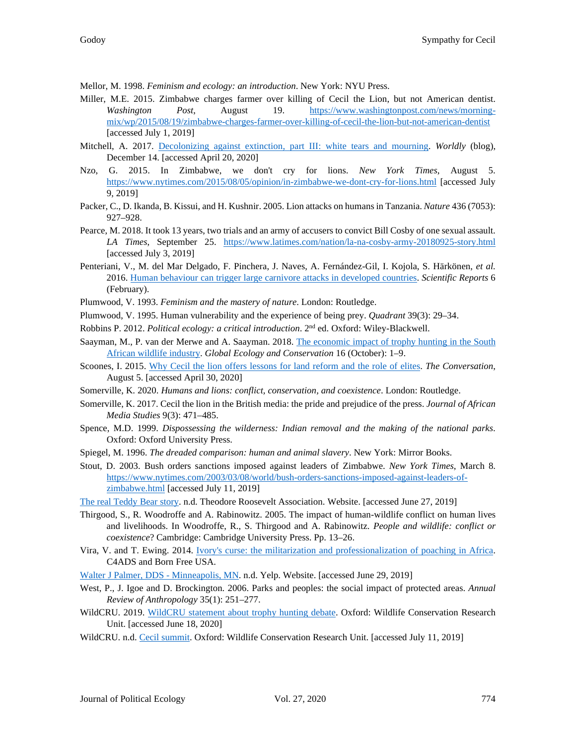Mellor, M. 1998. *Feminism and ecology: an introduction*. New York: NYU Press.

Miller, M.E. 2015. Zimbabwe charges farmer over killing of Cecil the Lion, but not American dentist. *Washington Post*, August 19. https://www.washingtonpost.com/news/morning-mix/wp/2015/08/19/zimbabwe-charges-farmer-over-killing-of-cecil-the-lion-but-not-american-dentist [accessed July 1, 2019]

Mitchell, A. 2017. Decolonizing against extinction, part III: white tears and mourning. *Worldly* (blog), December 14. [accessed April 20, 2020]

Nzo, G. 2015. In Zimbabwe, we don't cry for lions. *New York Times*, August 5. https://www.nytimes.com/2015/08/05/opinion/in-zimbabwe-we-dont-cry-for-lions.html [accessed July 9, 2019]

Packer, C., D. Ikanda, B. Kissui, and H. Kushnir. 2005. Lion attacks on humans in Tanzania. *Nature* 436 (7053): 927–928.

Pearce, M. 2018. It took 13 years, two trials and an army of accusers to convict Bill Cosby of one sexual assault. *LA Times*, September 25. https://www.latimes.com/nation/la-na-cosby-army-20180925-story.html [accessed July 3, 2019]

Penteriani, V., M. del Mar Delgado, F. Pinchera, J. Naves, A. Fernández-Gil, I. Kojola, S. Härkönen, *et al.* 2016. Human behaviour can trigger large carnivore attacks in developed countries. *Scientific Reports* 6 (February).

Plumwood, V. 1993. *Feminism and the mastery of nature*. London: Routledge.

Plumwood, V. 1995. Human vulnerability and the experience of being prey. *Quadrant* 39(3): 29–34.

Robbins P. 2012. *Political ecology: a critical introduction*. 2nd ed. Oxford: Wiley-Blackwell.

Saayman, M., P. van der Merwe and A. Saayman. 2018. The economic impact of trophy hunting in the South African wildlife industry. *Global Ecology and Conservation* 16 (October): 1–9.

Scoones, I. 2015. Why Cecil the lion offers lessons for land reform and the role of elites. *The Conversation*, August 5. [accessed April 30, 2020]

Somerville, K. 2020. *Humans and lions: conflict, conservation, and coexistence*. London: Routledge.

Somerville, K. 2017. Cecil the lion in the British media: the pride and prejudice of the press. *Journal of African Media Studies* 9(3): 471–485.

Spence, M.D. 1999. *Dispossessing the wilderness: Indian removal and the making of the national parks*. Oxford: Oxford University Press.

Spiegel, M. 1996. *The dreaded comparison: human and animal slavery*. New York: Mirror Books.

Stout, D. 2003. Bush orders sanctions imposed against leaders of Zimbabwe. *New York Times*, March 8. https://www.nytimes.com/2003/03/08/world/bush-orders-sanctions-imposed-against-leaders-of-zimbabwe.html [accessed July 11, 2019]

The real Teddy Bear story. n.d. Theodore Roosevelt Association. Website. [accessed June 27, 2019]

Thirgood, S., R. Woodroffe and A. Rabinowitz. 2005. The impact of human-wildlife conflict on human lives and livelihoods. In Woodroffe, R., S. Thirgood and A. Rabinowitz. *People and wildlife: conflict or coexistence*? Cambridge: Cambridge University Press. Pp. 13–26.

Vira, V. and T. Ewing. 2014. Ivory's curse: the militarization and professionalization of poaching in Africa. C4ADS and Born Free USA.

Walter J Palmer, DDS - Minneapolis, MN. n.d. Yelp. Website. [accessed June 29, 2019]

West, P., J. Igoe and D. Brockington. 2006. Parks and peoples: the social impact of protected areas. *Annual Review of Anthropology* 35(1): 251–277.

WildCRU. 2019. WildCRU statement about trophy hunting debate. Oxford: Wildlife Conservation Research Unit. [accessed June 18, 2020]

WildCRU. n.d. Cecil summit. Oxford: Wildlife Conservation Research Unit. [accessed July 11, 2019]